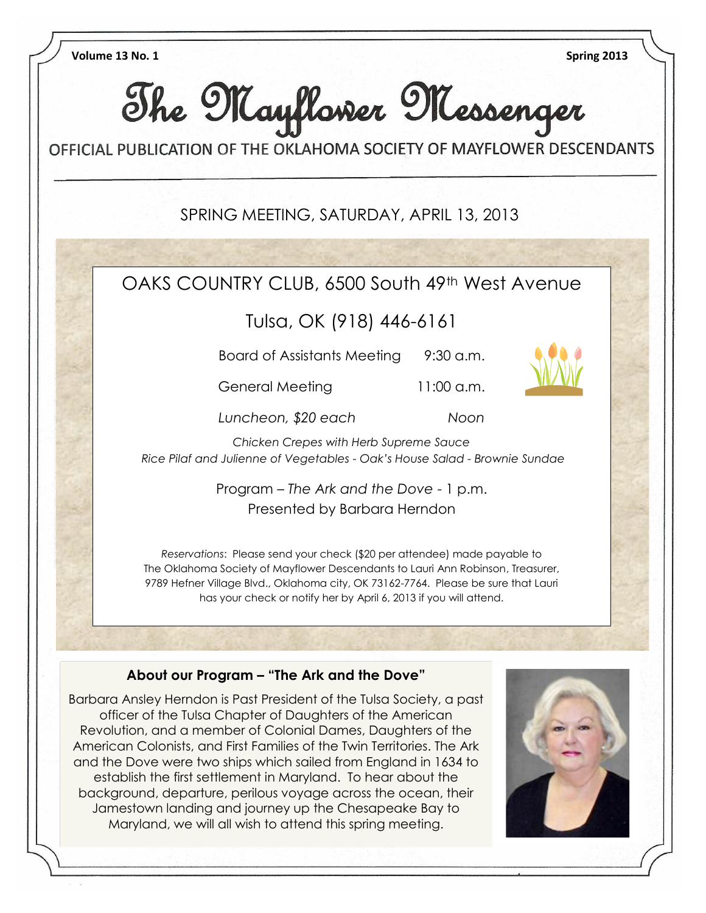Volume 13 No. 1 Spring 2013

# The Mayflower Messenger

OFFICIAL PUBLICATION OF THE OKLAHOMA SOCIETY OF MAYFLOWER DESCENDANTS

## SPRING MEETING, SATURDAY, APRIL 13, 2013

OAKS COUNTRY CLUB, 6500 South 49th West Avenue

Tulsa, OK (918) 446-6161

Board of Assistants Meeting 9:30 a.m.

General Meeting 11:00 a.m.

*Luncheon, $20 each Noon*

*Chicken Crepes with Herb Supreme Sauce*
*Rice Pilaf and Julienne of Vegetables - Oak's House Salad - Brownie Sundae*

Program – *The Ark and the Dove* - 1 p.m.
Presented by Barbara Herndon

*Reservations*: Please send your check ($20 per attendee) made payable to The Oklahoma Society of Mayflower Descendants to Lauri Ann Robinson, Treasurer, 9789 Hefner Village Blvd., Oklahoma city, OK 73162-7764. Please be sure that Lauri has your check or notify her by April 6, 2013 if you will attend.

### About our Program – "The Ark and the Dove"

Barbara Ansley Herndon is Past President of the Tulsa Society, a past officer of the Tulsa Chapter of Daughters of the American Revolution, and a member of Colonial Dames, Daughters of the American Colonists, and First Families of the Twin Territories. The Ark and the Dove were two ships which sailed from England in 1634 to establish the first settlement in Maryland. To hear about the background, departure, perilous voyage across the ocean, their Jamestown landing and journey up the Chesapeake Bay to Maryland, we will all wish to attend this spring meeting.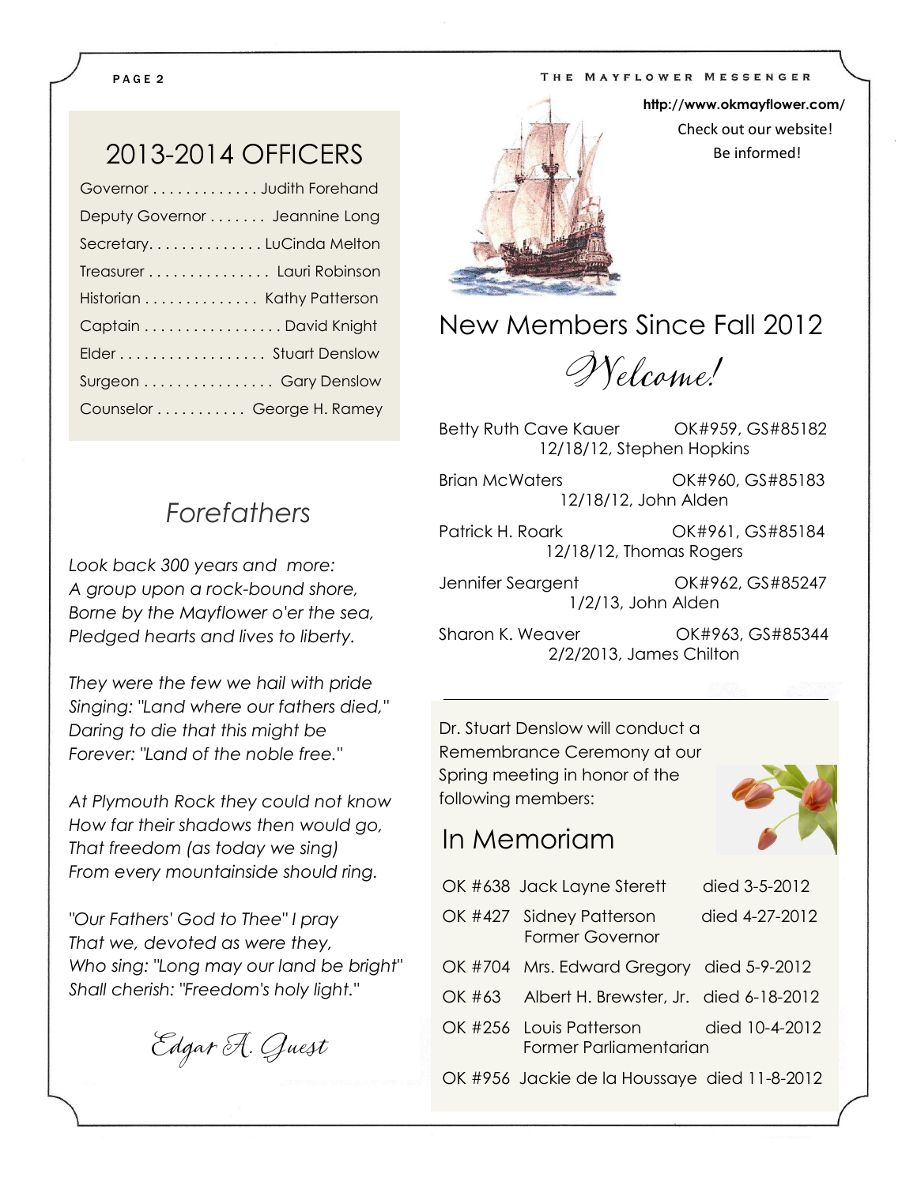## 2013-2014 OFFICERS

| Office | Name |
|---|---|
| Governor | Judith Forehand |
| Deputy Governor | Jeannine Long |
| Secretary | LuCinda Melton |
| Treasurer | Lauri Robinson |
| Historian | Kathy Patterson |
| Captain | David Knight |
| Elder | Stuart Denslow |
| Surgeon | Gary Denslow |
| Counselor | George H. Ramey |

## *Forefathers*

*Look back 300 years and more:*
*A group upon a rock-bound shore,*
*Borne by the Mayflower o'er the sea,*
*Pledged hearts and lives to liberty.*

*They were the few we hail with pride*
*Singing: "Land where our fathers died,"*
*Daring to die that this might be*
*Forever: "Land of the noble free."*

*At Plymouth Rock they could not know*
*How far their shadows then would go,*
*That freedom (as today we sing)*
*From every mountainside should ring.*

*"Our Fathers' God to Thee" I pray*
*That we, devoted as were they,*
*Who sing: "Long may our land be bright"*
*Shall cherish: "Freedom's holy light."*

*Edgar A. Guest*

**http://www.okmayflower.com/**
Check out our website!
Be informed!

## New Members Since Fall 2012

*Welcome!*

Betty Ruth Cave Kauer — OK#959, GS#85182
12/18/12, Stephen Hopkins

Brian McWaters — OK#960, GS#85183
12/18/12, John Alden

Patrick H. Roark — OK#961, GS#85184
12/18/12, Thomas Rogers

Jennifer Seargent — OK#962, GS#85247
1/2/13, John Alden

Sharon K. Weaver — OK#963, GS#85344
2/2/2013, James Chilton

---

Dr. Stuart Denslow will conduct a Remembrance Ceremony at our Spring meeting in honor of the following members:

## In Memoriam

| OK # | Name | Died |
|---|---|---|
| OK #638 | Jack Layne Sterett | died 3-5-2012 |
| OK #427 | Sidney Patterson, Former Governor | died 4-27-2012 |
| OK #704 | Mrs. Edward Gregory | died 5-9-2012 |
| OK #63 | Albert H. Brewster, Jr. | died 6-18-2012 |
| OK #256 | Louis Patterson, Former Parliamentarian | died 10-4-2012 |
| OK #956 | Jackie de la Houssaye | died 11-8-2012 |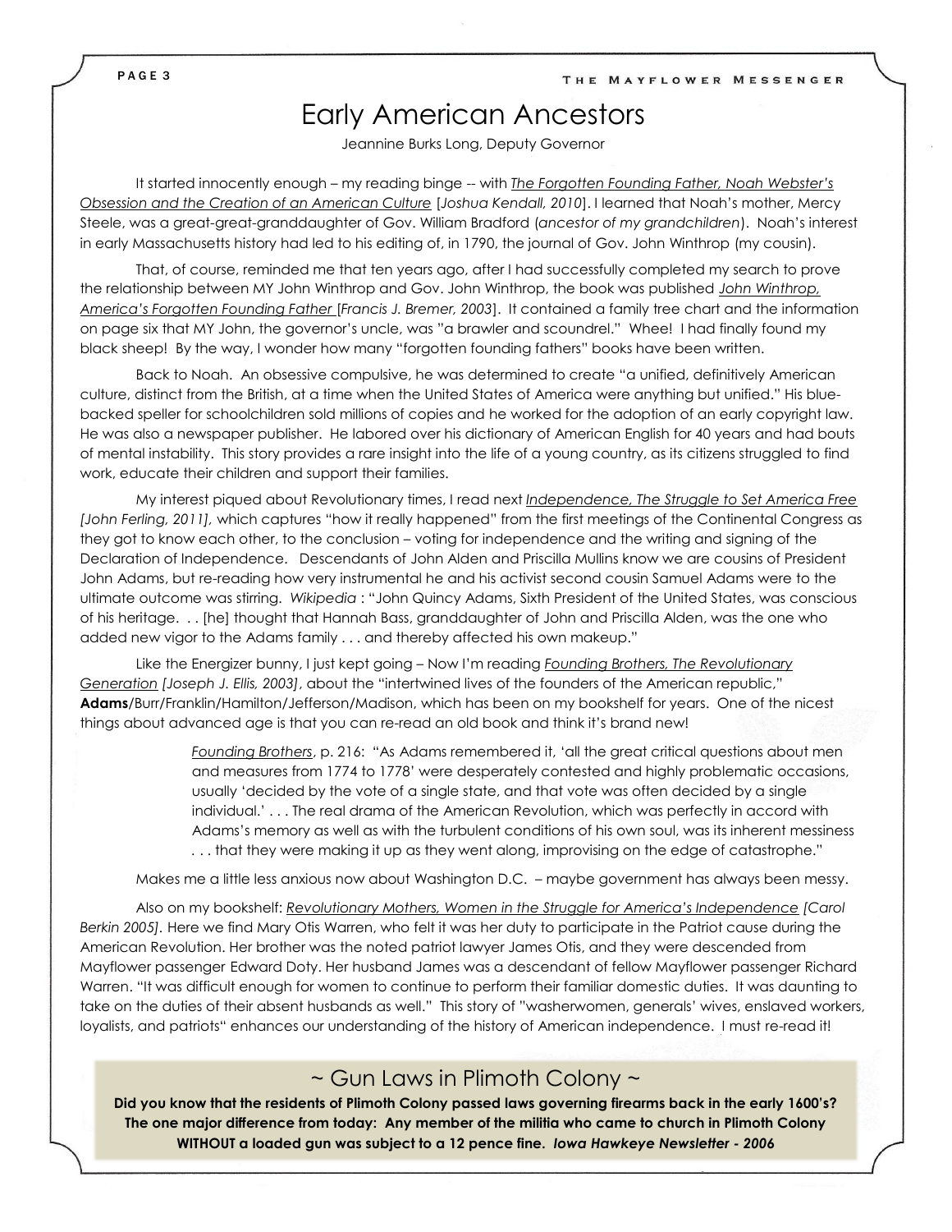# Early American Ancestors

Jeannine Burks Long, Deputy Governor

It started innocently enough – my reading binge -- with The Forgotten Founding Father, Noah Webster's Obsession and the Creation of an American Culture [*Joshua Kendall, 2010*]. I learned that Noah's mother, Mercy Steele, was a great-great-granddaughter of Gov. William Bradford (*ancestor of my grandchildren*). Noah's interest in early Massachusetts history had led to his editing of, in 1790, the journal of Gov. John Winthrop (my cousin).

That, of course, reminded me that ten years ago, after I had successfully completed my search to prove the relationship between MY John Winthrop and Gov. John Winthrop, the book was published John Winthrop, America's Forgotten Founding Father [*Francis J. Bremer, 2003*]. It contained a family tree chart and the information on page six that MY John, the governor's uncle, was "a brawler and scoundrel." Whee! I had finally found my black sheep! By the way, I wonder how many "forgotten founding fathers" books have been written.

Back to Noah. An obsessive compulsive, he was determined to create "a unified, definitively American culture, distinct from the British, at a time when the United States of America were anything but unified." His blue-backed speller for schoolchildren sold millions of copies and he worked for the adoption of an early copyright law. He was also a newspaper publisher. He labored over his dictionary of American English for 40 years and had bouts of mental instability. This story provides a rare insight into the life of a young country, as its citizens struggled to find work, educate their children and support their families.

My interest piqued about Revolutionary times, I read next *Independence, The Struggle to Set America Free [John Ferling, 2011]*, which captures "how it really happened" from the first meetings of the Continental Congress as they got to know each other, to the conclusion – voting for independence and the writing and signing of the Declaration of Independence. Descendants of John Alden and Priscilla Mullins know we are cousins of President John Adams, but re-reading how very instrumental he and his activist second cousin Samuel Adams were to the ultimate outcome was stirring. *Wikipedia* : "John Quincy Adams, Sixth President of the United States, was conscious of his heritage. . . [he] thought that Hannah Bass, granddaughter of John and Priscilla Alden, was the one who added new vigor to the Adams family . . . and thereby affected his own makeup."

Like the Energizer bunny, I just kept going – Now I'm reading Founding Brothers, The Revolutionary Generation *[Joseph J. Ellis, 2003]*, about the "intertwined lives of the founders of the American republic," **Adams**/Burr/Franklin/Hamilton/Jefferson/Madison, which has been on my bookshelf for years. One of the nicest things about advanced age is that you can re-read an old book and think it's brand new!

> Founding Brothers, p. 216: "As Adams remembered it, 'all the great critical questions about men and measures from 1774 to 1778' were desperately contested and highly problematic occasions, usually 'decided by the vote of a single state, and that vote was often decided by a single individual.' . . . The real drama of the American Revolution, which was perfectly in accord with Adams's memory as well as with the turbulent conditions of his own soul, was its inherent messiness . . . that they were making it up as they went along, improvising on the edge of catastrophe."

Makes me a little less anxious now about Washington D.C. – maybe government has always been messy.

Also on my bookshelf: Revolutionary Mothers, Women in the Struggle for America's Independence *[Carol Berkin 2005]*. Here we find Mary Otis Warren, who felt it was her duty to participate in the Patriot cause during the American Revolution. Her brother was the noted patriot lawyer James Otis, and they were descended from Mayflower passenger Edward Doty. Her husband James was a descendant of fellow Mayflower passenger Richard Warren. "It was difficult enough for women to continue to perform their familiar domestic duties. It was daunting to take on the duties of their absent husbands as well." This story of "washerwomen, generals' wives, enslaved workers, loyalists, and patriots" enhances our understanding of the history of American independence. I must re-read it!

## ~ Gun Laws in Plimoth Colony ~

**Did you know that the residents of Plimoth Colony passed laws governing firearms back in the early 1600's? The one major difference from today: Any member of the militia who came to church in Plimoth Colony WITHOUT a loaded gun was subject to a 12 pence fine.** ***Iowa Hawkeye Newsletter - 2006***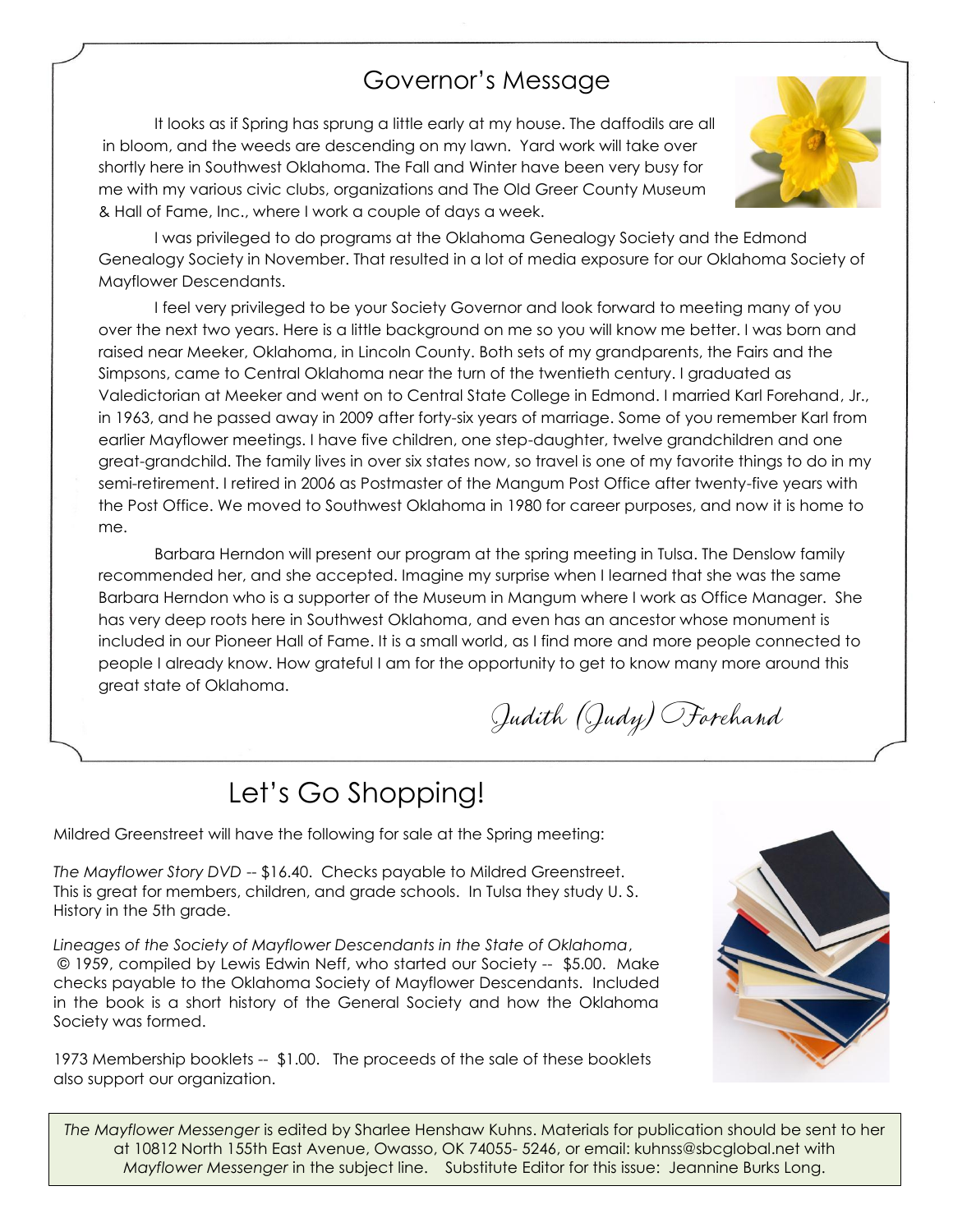## Governor's Message

It looks as if Spring has sprung a little early at my house. The daffodils are all in bloom, and the weeds are descending on my lawn. Yard work will take over shortly here in Southwest Oklahoma. The Fall and Winter have been very busy for me with my various civic clubs, organizations and The Old Greer County Museum & Hall of Fame, Inc., where I work a couple of days a week.

I was privileged to do programs at the Oklahoma Genealogy Society and the Edmond Genealogy Society in November. That resulted in a lot of media exposure for our Oklahoma Society of Mayflower Descendants.

I feel very privileged to be your Society Governor and look forward to meeting many of you over the next two years. Here is a little background on me so you will know me better. I was born and raised near Meeker, Oklahoma, in Lincoln County. Both sets of my grandparents, the Fairs and the Simpsons, came to Central Oklahoma near the turn of the twentieth century. I graduated as Valedictorian at Meeker and went on to Central State College in Edmond. I married Karl Forehand, Jr., in 1963, and he passed away in 2009 after forty-six years of marriage. Some of you remember Karl from earlier Mayflower meetings. I have five children, one step-daughter, twelve grandchildren and one great-grandchild. The family lives in over six states now, so travel is one of my favorite things to do in my semi-retirement. I retired in 2006 as Postmaster of the Mangum Post Office after twenty-five years with the Post Office. We moved to Southwest Oklahoma in 1980 for career purposes, and now it is home to me.

Barbara Herndon will present our program at the spring meeting in Tulsa. The Denslow family recommended her, and she accepted. Imagine my surprise when I learned that she was the same Barbara Herndon who is a supporter of the Museum in Mangum where I work as Office Manager. She has very deep roots here in Southwest Oklahoma, and even has an ancestor whose monument is included in our Pioneer Hall of Fame. It is a small world, as I find more and more people connected to people I already know. How grateful I am for the opportunity to get to know many more around this great state of Oklahoma.

*Judith (Judy) Forehand*

## Let's Go Shopping!

Mildred Greenstreet will have the following for sale at the Spring meeting:

*The Mayflower Story DVD* -- $16.40. Checks payable to Mildred Greenstreet. This is great for members, children, and grade schools. In Tulsa they study U. S. History in the 5th grade.

*Lineages of the Society of Mayflower Descendants in the State of Oklahoma*, © 1959, compiled by Lewis Edwin Neff, who started our Society -- $5.00. Make checks payable to the Oklahoma Society of Mayflower Descendants. Included in the book is a short history of the General Society and how the Oklahoma Society was formed.

1973 Membership booklets -- $1.00. The proceeds of the sale of these booklets also support our organization.

*The Mayflower Messenger* is edited by Sharlee Henshaw Kuhns. Materials for publication should be sent to her at 10812 North 155th East Avenue, Owasso, OK 74055- 5246, or email: kuhnss@sbcglobal.net with *Mayflower Messenger* in the subject line. Substitute Editor for this issue: Jeannine Burks Long.